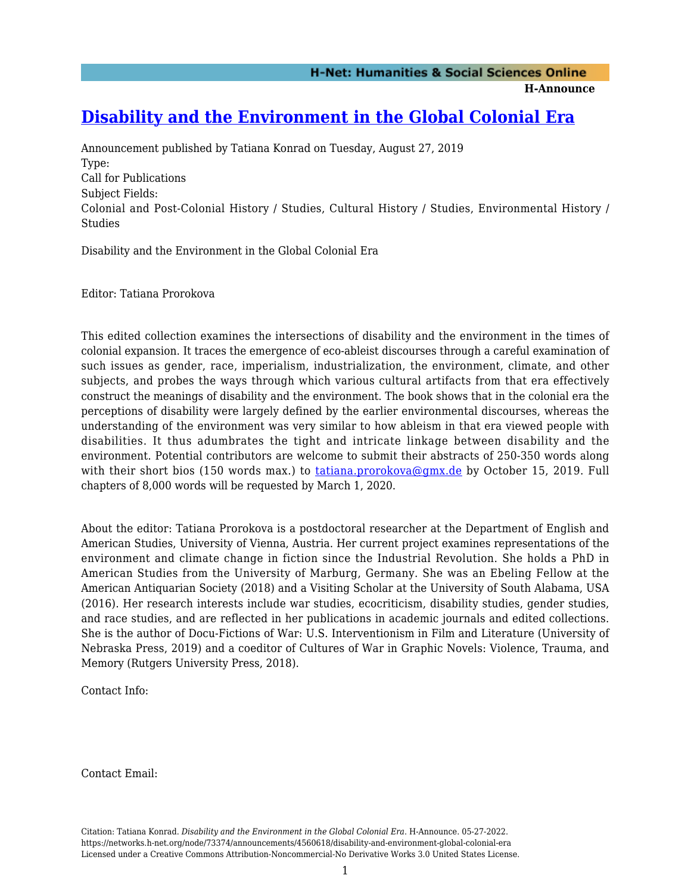# [Disability and the Environment in the Global Colonial Era](https://networks.h-net.org/node/73374/announcements/4560618/disability-and-environment-global-colonial-era)

Announcement published by Tatiana Konrad on Tuesday, August 27, 2019

Type:

Call for Publications

Subject Fields:

Colonial and Post-Colonial History / Studies, Cultural History / Studies, Environmental History / Studies

Disability and the Environment in the Global Colonial Era

Editor: Tatiana Prorokova

This edited collection examines the intersections of disability and the environment in the times of colonial expansion. It traces the emergence of eco-ableist discourses through a careful examination of such issues as gender, race, imperialism, industrialization, the environment, climate, and other subjects, and probes the ways through which various cultural artifacts from that era effectively construct the meanings of disability and the environment. The book shows that in the colonial era the perceptions of disability were largely defined by the earlier environmental discourses, whereas the understanding of the environment was very similar to how ableism in that era viewed people with disabilities. It thus adumbrates the tight and intricate linkage between disability and the environment. Potential contributors are welcome to submit their abstracts of 250-350 words along with their short bios (150 words max.) to [tatiana.prorokova@gmx.de](mailto:tatiana.prorokova@gmx.de) by October 15, 2019. Full chapters of 8,000 words will be requested by March 1, 2020.

About the editor: Tatiana Prorokova is a postdoctoral researcher at the Department of English and American Studies, University of Vienna, Austria. Her current project examines representations of the environment and climate change in fiction since the Industrial Revolution. She holds a PhD in American Studies from the University of Marburg, Germany. She was an Ebeling Fellow at the American Antiquarian Society (2018) and a Visiting Scholar at the University of South Alabama, USA (2016). Her research interests include war studies, ecocriticism, disability studies, gender studies, and race studies, and are reflected in her publications in academic journals and edited collections. She is the author of Docu-Fictions of War: U.S. Interventionism in Film and Literature (University of Nebraska Press, 2019) and a coeditor of Cultures of War in Graphic Novels: Violence, Trauma, and Memory (Rutgers University Press, 2018).

Contact Info:

Contact Email:

Citation: Tatiana Konrad. *Disability and the Environment in the Global Colonial Era*. H-Announce. 05-27-2022. https://networks.h-net.org/node/73374/announcements/4560618/disability-and-environment-global-colonial-era
Licensed under a Creative Commons Attribution-Noncommercial-No Derivative Works 3.0 United States License.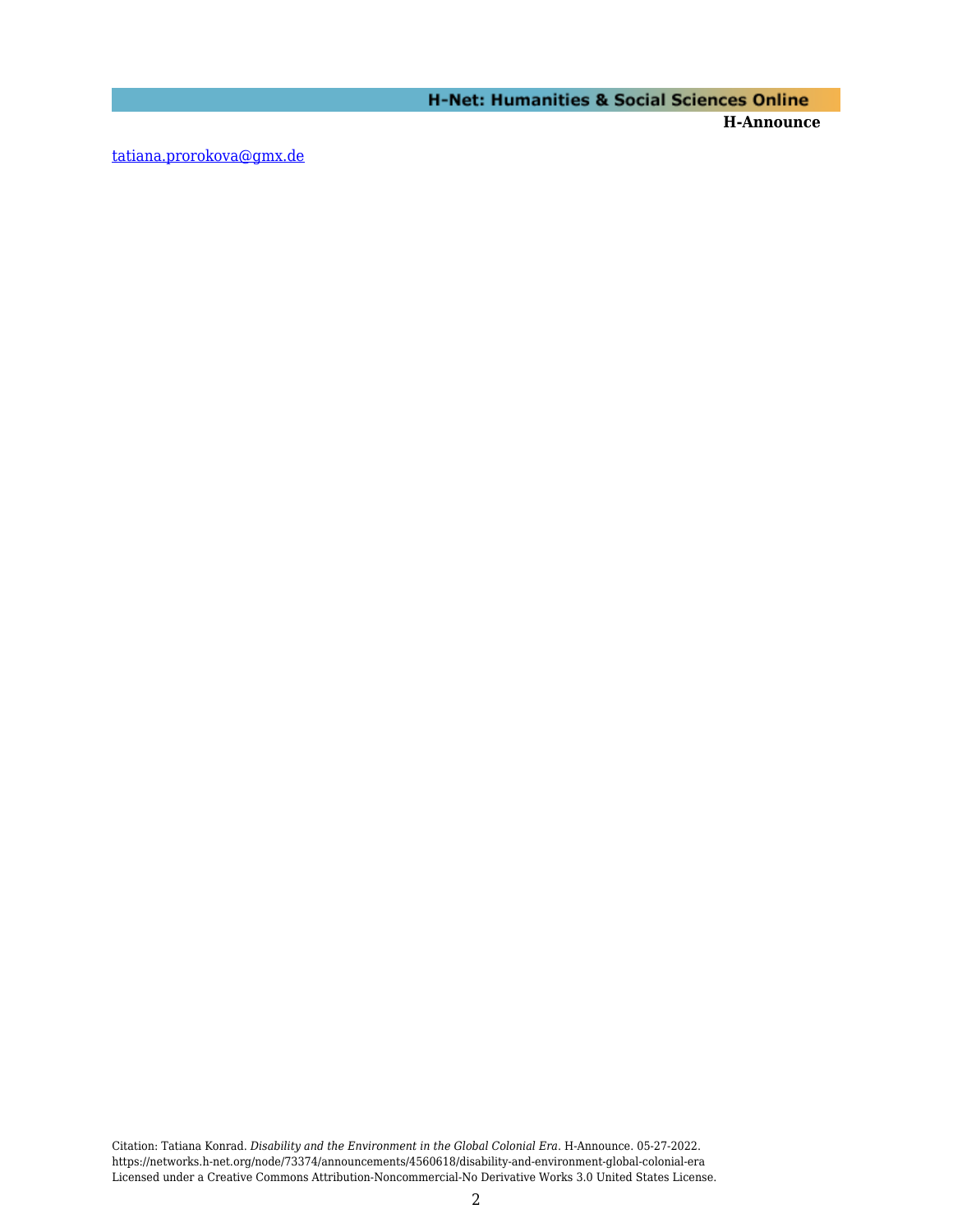tatiana.prorokova@gmx.de